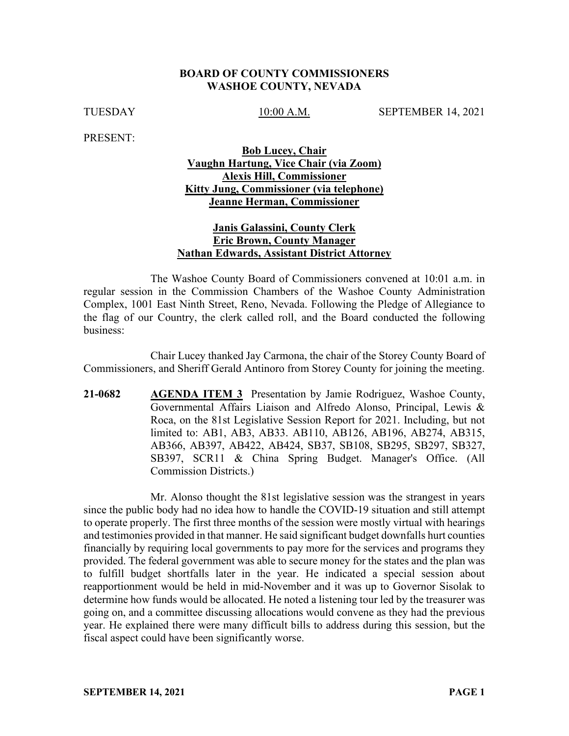**BOARD OF COUNTY COMMISSIONERS**
**WASHOE COUNTY, NEVADA**

TUESDAY 10:00 A.M. SEPTEMBER 14, 2021

PRESENT:

**Bob Lucey, Chair**
**Vaughn Hartung, Vice Chair (via Zoom)**
**Alexis Hill, Commissioner**
**Kitty Jung, Commissioner (via telephone)**
**Jeanne Herman, Commissioner**

**Janis Galassini, County Clerk**
**Eric Brown, County Manager**
**Nathan Edwards, Assistant District Attorney**

The Washoe County Board of Commissioners convened at 10:01 a.m. in regular session in the Commission Chambers of the Washoe County Administration Complex, 1001 East Ninth Street, Reno, Nevada. Following the Pledge of Allegiance to the flag of our Country, the clerk called roll, and the Board conducted the following business:

Chair Lucey thanked Jay Carmona, the chair of the Storey County Board of Commissioners, and Sheriff Gerald Antinoro from Storey County for joining the meeting.

**21-0682** **AGENDA ITEM 3** Presentation by Jamie Rodriguez, Washoe County, Governmental Affairs Liaison and Alfredo Alonso, Principal, Lewis & Roca, on the 81st Legislative Session Report for 2021. Including, but not limited to: AB1, AB3, AB33. AB110, AB126, AB196, AB274, AB315, AB366, AB397, AB422, AB424, SB37, SB108, SB295, SB297, SB327, SB397, SCR11 & China Spring Budget. Manager's Office. (All Commission Districts.)

Mr. Alonso thought the 81st legislative session was the strangest in years since the public body had no idea how to handle the COVID-19 situation and still attempt to operate properly. The first three months of the session were mostly virtual with hearings and testimonies provided in that manner. He said significant budget downfalls hurt counties financially by requiring local governments to pay more for the services and programs they provided. The federal government was able to secure money for the states and the plan was to fulfill budget shortfalls later in the year. He indicated a special session about reapportionment would be held in mid-November and it was up to Governor Sisolak to determine how funds would be allocated. He noted a listening tour led by the treasurer was going on, and a committee discussing allocations would convene as they had the previous year. He explained there were many difficult bills to address during this session, but the fiscal aspect could have been significantly worse.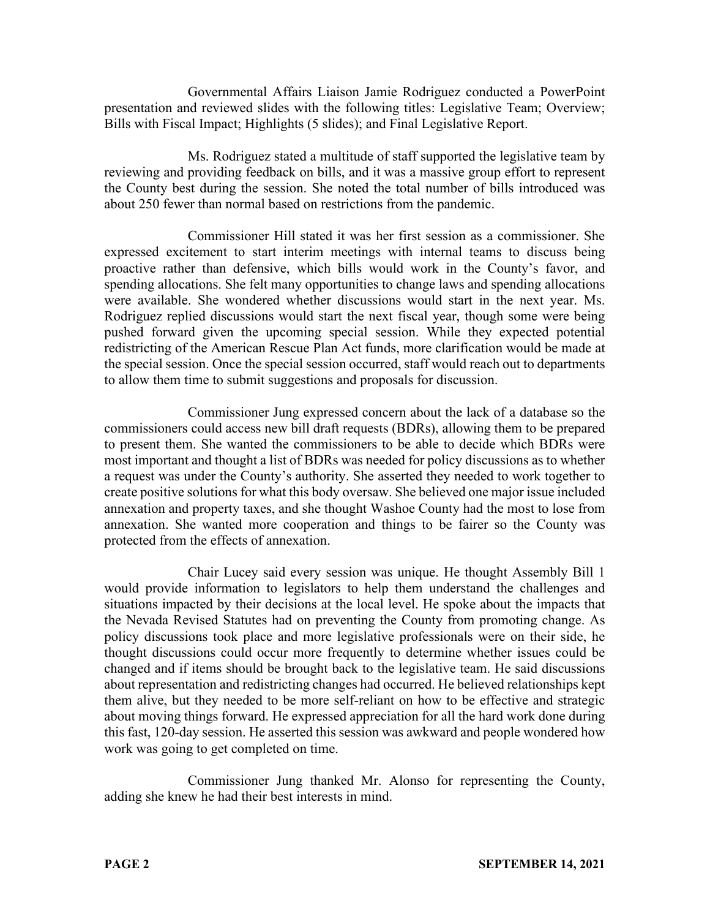Governmental Affairs Liaison Jamie Rodriguez conducted a PowerPoint presentation and reviewed slides with the following titles: Legislative Team; Overview; Bills with Fiscal Impact; Highlights (5 slides); and Final Legislative Report.

Ms. Rodriguez stated a multitude of staff supported the legislative team by reviewing and providing feedback on bills, and it was a massive group effort to represent the County best during the session. She noted the total number of bills introduced was about 250 fewer than normal based on restrictions from the pandemic.

Commissioner Hill stated it was her first session as a commissioner. She expressed excitement to start interim meetings with internal teams to discuss being proactive rather than defensive, which bills would work in the County's favor, and spending allocations. She felt many opportunities to change laws and spending allocations were available. She wondered whether discussions would start in the next year. Ms. Rodriguez replied discussions would start the next fiscal year, though some were being pushed forward given the upcoming special session. While they expected potential redistricting of the American Rescue Plan Act funds, more clarification would be made at the special session. Once the special session occurred, staff would reach out to departments to allow them time to submit suggestions and proposals for discussion.

Commissioner Jung expressed concern about the lack of a database so the commissioners could access new bill draft requests (BDRs), allowing them to be prepared to present them. She wanted the commissioners to be able to decide which BDRs were most important and thought a list of BDRs was needed for policy discussions as to whether a request was under the County's authority. She asserted they needed to work together to create positive solutions for what this body oversaw. She believed one major issue included annexation and property taxes, and she thought Washoe County had the most to lose from annexation. She wanted more cooperation and things to be fairer so the County was protected from the effects of annexation.

Chair Lucey said every session was unique. He thought Assembly Bill 1 would provide information to legislators to help them understand the challenges and situations impacted by their decisions at the local level. He spoke about the impacts that the Nevada Revised Statutes had on preventing the County from promoting change. As policy discussions took place and more legislative professionals were on their side, he thought discussions could occur more frequently to determine whether issues could be changed and if items should be brought back to the legislative team. He said discussions about representation and redistricting changes had occurred. He believed relationships kept them alive, but they needed to be more self-reliant on how to be effective and strategic about moving things forward. He expressed appreciation for all the hard work done during this fast, 120-day session. He asserted this session was awkward and people wondered how work was going to get completed on time.

Commissioner Jung thanked Mr. Alonso for representing the County, adding she knew he had their best interests in mind.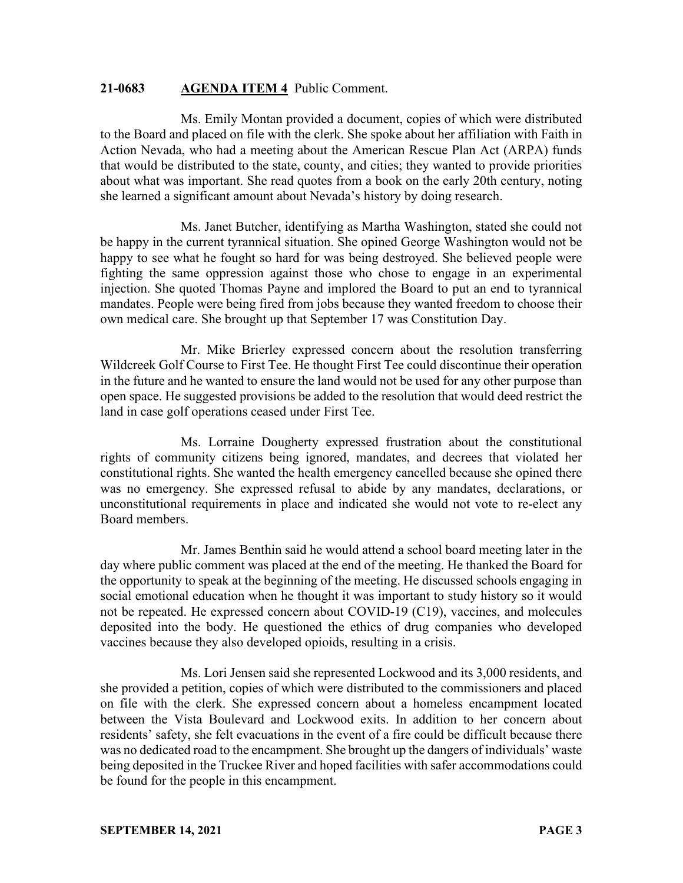**21-0683 AGENDA ITEM 4** Public Comment.

Ms. Emily Montan provided a document, copies of which were distributed to the Board and placed on file with the clerk. She spoke about her affiliation with Faith in Action Nevada, who had a meeting about the American Rescue Plan Act (ARPA) funds that would be distributed to the state, county, and cities; they wanted to provide priorities about what was important. She read quotes from a book on the early 20th century, noting she learned a significant amount about Nevada's history by doing research.

Ms. Janet Butcher, identifying as Martha Washington, stated she could not be happy in the current tyrannical situation. She opined George Washington would not be happy to see what he fought so hard for was being destroyed. She believed people were fighting the same oppression against those who chose to engage in an experimental injection. She quoted Thomas Payne and implored the Board to put an end to tyrannical mandates. People were being fired from jobs because they wanted freedom to choose their own medical care. She brought up that September 17 was Constitution Day.

Mr. Mike Brierley expressed concern about the resolution transferring Wildcreek Golf Course to First Tee. He thought First Tee could discontinue their operation in the future and he wanted to ensure the land would not be used for any other purpose than open space. He suggested provisions be added to the resolution that would deed restrict the land in case golf operations ceased under First Tee.

Ms. Lorraine Dougherty expressed frustration about the constitutional rights of community citizens being ignored, mandates, and decrees that violated her constitutional rights. She wanted the health emergency cancelled because she opined there was no emergency. She expressed refusal to abide by any mandates, declarations, or unconstitutional requirements in place and indicated she would not vote to re-elect any Board members.

Mr. James Benthin said he would attend a school board meeting later in the day where public comment was placed at the end of the meeting. He thanked the Board for the opportunity to speak at the beginning of the meeting. He discussed schools engaging in social emotional education when he thought it was important to study history so it would not be repeated. He expressed concern about COVID-19 (C19), vaccines, and molecules deposited into the body. He questioned the ethics of drug companies who developed vaccines because they also developed opioids, resulting in a crisis.

Ms. Lori Jensen said she represented Lockwood and its 3,000 residents, and she provided a petition, copies of which were distributed to the commissioners and placed on file with the clerk. She expressed concern about a homeless encampment located between the Vista Boulevard and Lockwood exits. In addition to her concern about residents' safety, she felt evacuations in the event of a fire could be difficult because there was no dedicated road to the encampment. She brought up the dangers of individuals' waste being deposited in the Truckee River and hoped facilities with safer accommodations could be found for the people in this encampment.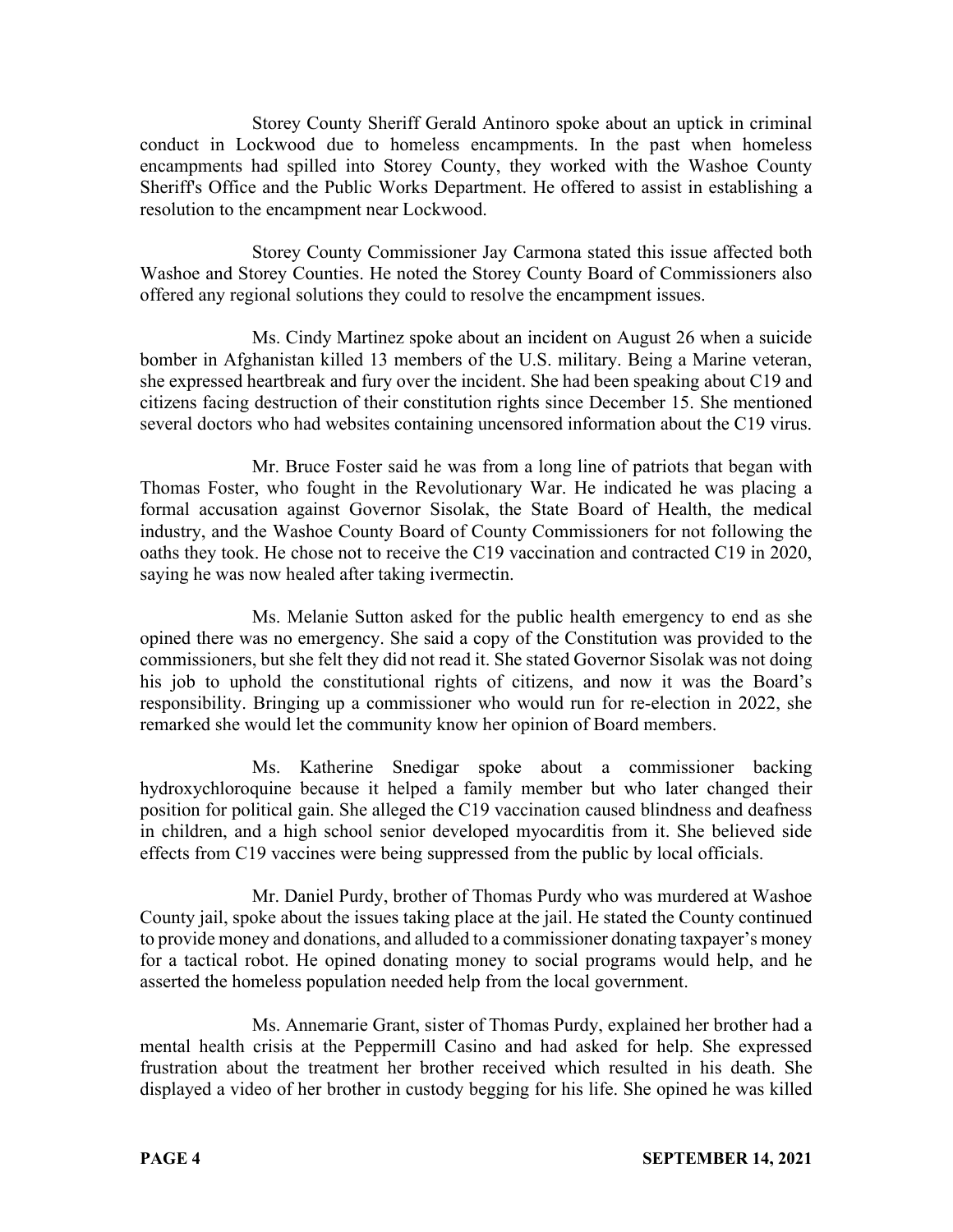Storey County Sheriff Gerald Antinoro spoke about an uptick in criminal conduct in Lockwood due to homeless encampments. In the past when homeless encampments had spilled into Storey County, they worked with the Washoe County Sheriff's Office and the Public Works Department. He offered to assist in establishing a resolution to the encampment near Lockwood.

Storey County Commissioner Jay Carmona stated this issue affected both Washoe and Storey Counties. He noted the Storey County Board of Commissioners also offered any regional solutions they could to resolve the encampment issues.

Ms. Cindy Martinez spoke about an incident on August 26 when a suicide bomber in Afghanistan killed 13 members of the U.S. military. Being a Marine veteran, she expressed heartbreak and fury over the incident. She had been speaking about C19 and citizens facing destruction of their constitution rights since December 15. She mentioned several doctors who had websites containing uncensored information about the C19 virus.

Mr. Bruce Foster said he was from a long line of patriots that began with Thomas Foster, who fought in the Revolutionary War. He indicated he was placing a formal accusation against Governor Sisolak, the State Board of Health, the medical industry, and the Washoe County Board of County Commissioners for not following the oaths they took. He chose not to receive the C19 vaccination and contracted C19 in 2020, saying he was now healed after taking ivermectin.

Ms. Melanie Sutton asked for the public health emergency to end as she opined there was no emergency. She said a copy of the Constitution was provided to the commissioners, but she felt they did not read it. She stated Governor Sisolak was not doing his job to uphold the constitutional rights of citizens, and now it was the Board's responsibility. Bringing up a commissioner who would run for re-election in 2022, she remarked she would let the community know her opinion of Board members.

Ms. Katherine Snedigar spoke about a commissioner backing hydroxychloroquine because it helped a family member but who later changed their position for political gain. She alleged the C19 vaccination caused blindness and deafness in children, and a high school senior developed myocarditis from it. She believed side effects from C19 vaccines were being suppressed from the public by local officials.

Mr. Daniel Purdy, brother of Thomas Purdy who was murdered at Washoe County jail, spoke about the issues taking place at the jail. He stated the County continued to provide money and donations, and alluded to a commissioner donating taxpayer's money for a tactical robot. He opined donating money to social programs would help, and he asserted the homeless population needed help from the local government.

Ms. Annemarie Grant, sister of Thomas Purdy, explained her brother had a mental health crisis at the Peppermill Casino and had asked for help. She expressed frustration about the treatment her brother received which resulted in his death. She displayed a video of her brother in custody begging for his life. She opined he was killed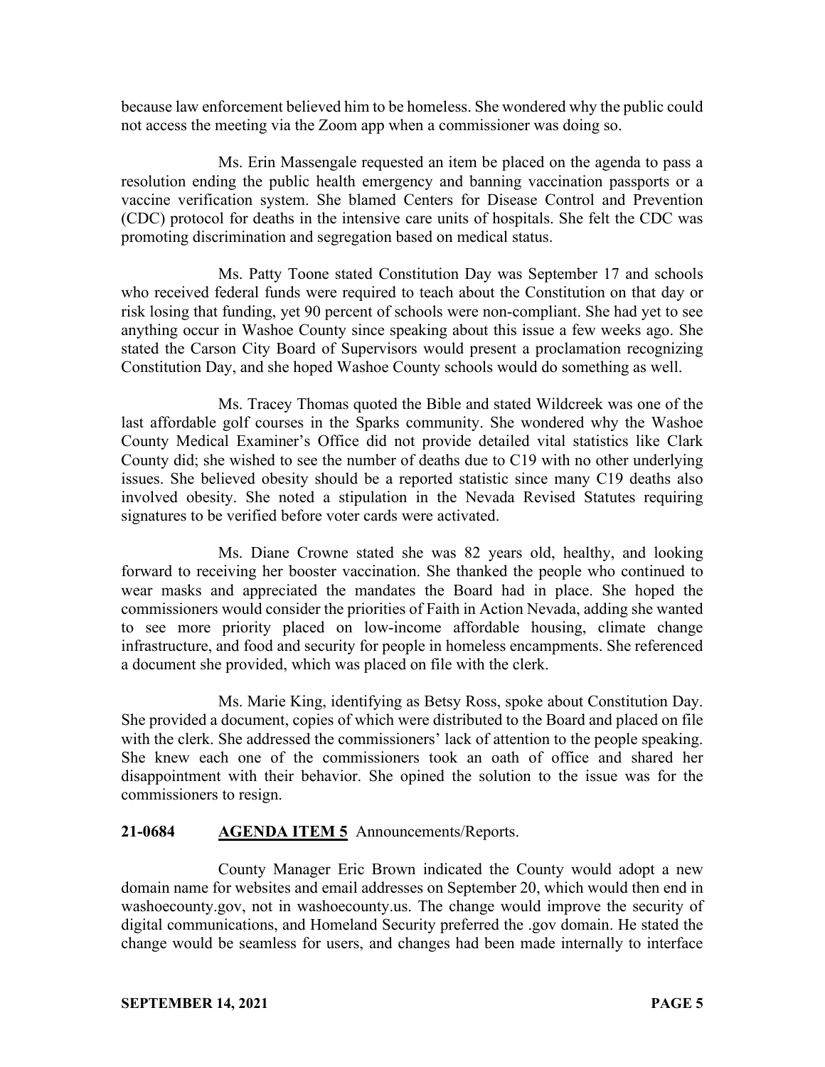because law enforcement believed him to be homeless. She wondered why the public could not access the meeting via the Zoom app when a commissioner was doing so.

Ms. Erin Massengale requested an item be placed on the agenda to pass a resolution ending the public health emergency and banning vaccination passports or a vaccine verification system. She blamed Centers for Disease Control and Prevention (CDC) protocol for deaths in the intensive care units of hospitals. She felt the CDC was promoting discrimination and segregation based on medical status.

Ms. Patty Toone stated Constitution Day was September 17 and schools who received federal funds were required to teach about the Constitution on that day or risk losing that funding, yet 90 percent of schools were non-compliant. She had yet to see anything occur in Washoe County since speaking about this issue a few weeks ago. She stated the Carson City Board of Supervisors would present a proclamation recognizing Constitution Day, and she hoped Washoe County schools would do something as well.

Ms. Tracey Thomas quoted the Bible and stated Wildcreek was one of the last affordable golf courses in the Sparks community. She wondered why the Washoe County Medical Examiner's Office did not provide detailed vital statistics like Clark County did; she wished to see the number of deaths due to C19 with no other underlying issues. She believed obesity should be a reported statistic since many C19 deaths also involved obesity. She noted a stipulation in the Nevada Revised Statutes requiring signatures to be verified before voter cards were activated.

Ms. Diane Crowne stated she was 82 years old, healthy, and looking forward to receiving her booster vaccination. She thanked the people who continued to wear masks and appreciated the mandates the Board had in place. She hoped the commissioners would consider the priorities of Faith in Action Nevada, adding she wanted to see more priority placed on low-income affordable housing, climate change infrastructure, and food and security for people in homeless encampments. She referenced a document she provided, which was placed on file with the clerk.

Ms. Marie King, identifying as Betsy Ross, spoke about Constitution Day. She provided a document, copies of which were distributed to the Board and placed on file with the clerk. She addressed the commissioners' lack of attention to the people speaking. She knew each one of the commissioners took an oath of office and shared her disappointment with their behavior. She opined the solution to the issue was for the commissioners to resign.

**21-0684** **AGENDA ITEM 5** Announcements/Reports.

County Manager Eric Brown indicated the County would adopt a new domain name for websites and email addresses on September 20, which would then end in washoecounty.gov, not in washoecounty.us. The change would improve the security of digital communications, and Homeland Security preferred the .gov domain. He stated the change would be seamless for users, and changes had been made internally to interface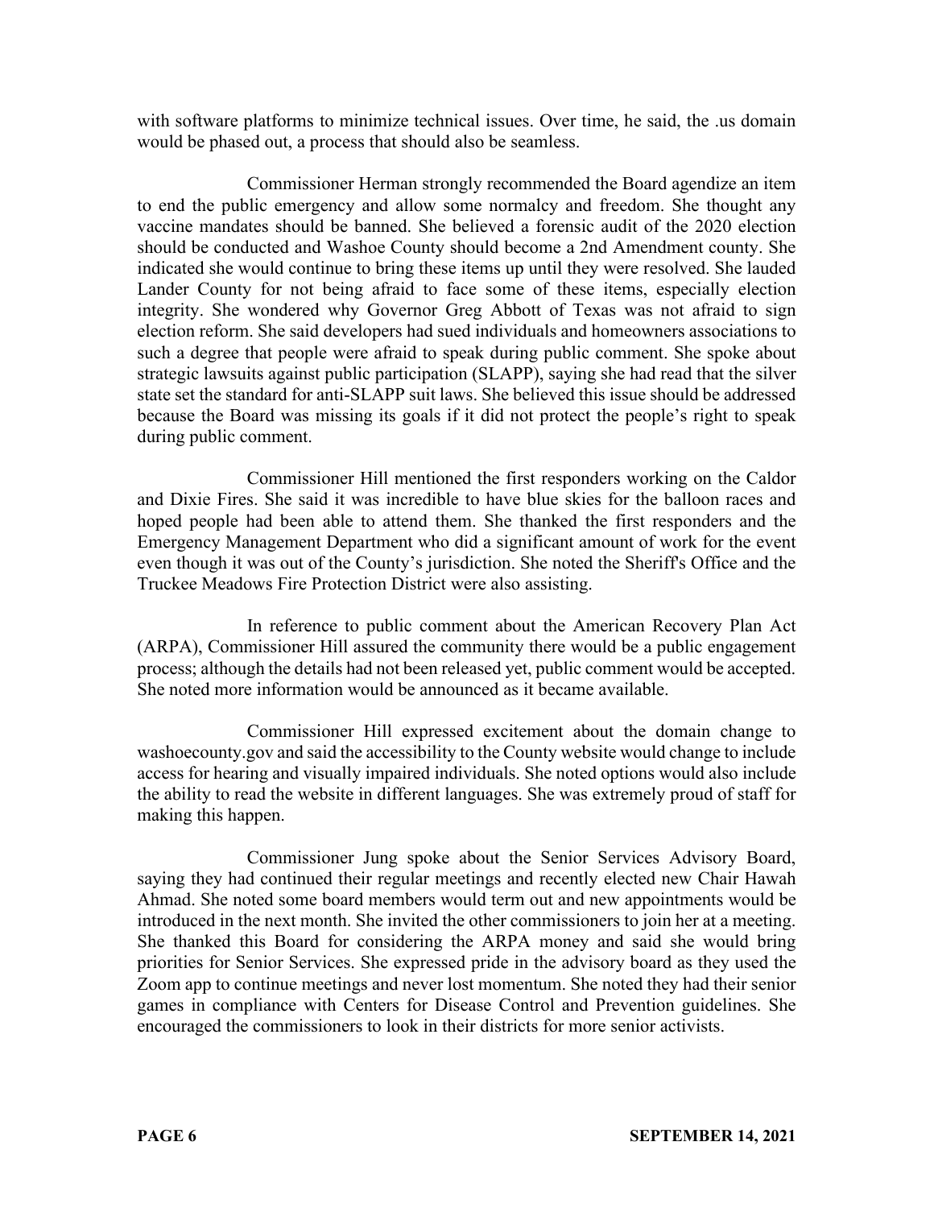with software platforms to minimize technical issues. Over time, he said, the .us domain would be phased out, a process that should also be seamless.

Commissioner Herman strongly recommended the Board agendize an item to end the public emergency and allow some normalcy and freedom. She thought any vaccine mandates should be banned. She believed a forensic audit of the 2020 election should be conducted and Washoe County should become a 2nd Amendment county. She indicated she would continue to bring these items up until they were resolved. She lauded Lander County for not being afraid to face some of these items, especially election integrity. She wondered why Governor Greg Abbott of Texas was not afraid to sign election reform. She said developers had sued individuals and homeowners associations to such a degree that people were afraid to speak during public comment. She spoke about strategic lawsuits against public participation (SLAPP), saying she had read that the silver state set the standard for anti-SLAPP suit laws. She believed this issue should be addressed because the Board was missing its goals if it did not protect the people's right to speak during public comment.

Commissioner Hill mentioned the first responders working on the Caldor and Dixie Fires. She said it was incredible to have blue skies for the balloon races and hoped people had been able to attend them. She thanked the first responders and the Emergency Management Department who did a significant amount of work for the event even though it was out of the County's jurisdiction. She noted the Sheriff's Office and the Truckee Meadows Fire Protection District were also assisting.

In reference to public comment about the American Recovery Plan Act (ARPA), Commissioner Hill assured the community there would be a public engagement process; although the details had not been released yet, public comment would be accepted. She noted more information would be announced as it became available.

Commissioner Hill expressed excitement about the domain change to washoecounty.gov and said the accessibility to the County website would change to include access for hearing and visually impaired individuals. She noted options would also include the ability to read the website in different languages. She was extremely proud of staff for making this happen.

Commissioner Jung spoke about the Senior Services Advisory Board, saying they had continued their regular meetings and recently elected new Chair Hawah Ahmad. She noted some board members would term out and new appointments would be introduced in the next month. She invited the other commissioners to join her at a meeting. She thanked this Board for considering the ARPA money and said she would bring priorities for Senior Services. She expressed pride in the advisory board as they used the Zoom app to continue meetings and never lost momentum. She noted they had their senior games in compliance with Centers for Disease Control and Prevention guidelines. She encouraged the commissioners to look in their districts for more senior activists.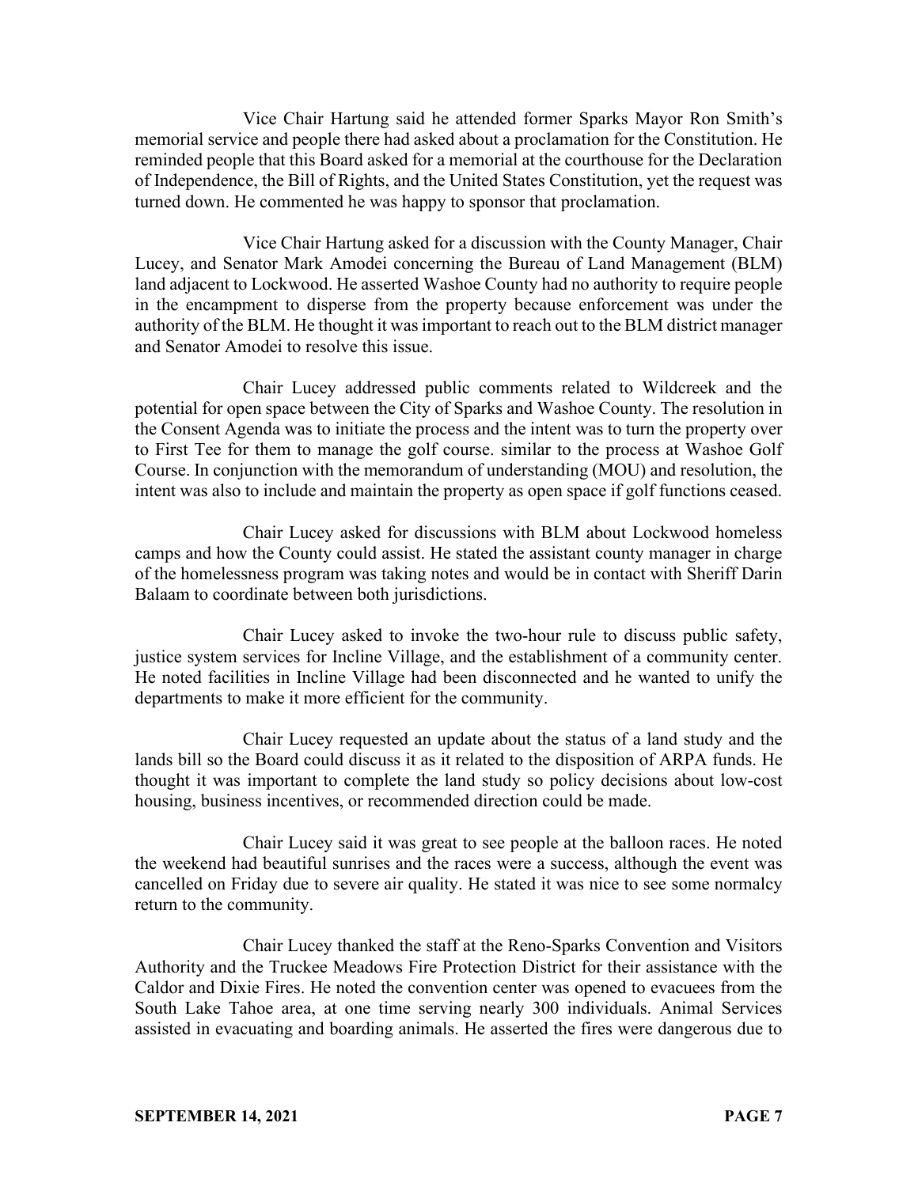Vice Chair Hartung said he attended former Sparks Mayor Ron Smith's memorial service and people there had asked about a proclamation for the Constitution. He reminded people that this Board asked for a memorial at the courthouse for the Declaration of Independence, the Bill of Rights, and the United States Constitution, yet the request was turned down. He commented he was happy to sponsor that proclamation.

Vice Chair Hartung asked for a discussion with the County Manager, Chair Lucey, and Senator Mark Amodei concerning the Bureau of Land Management (BLM) land adjacent to Lockwood. He asserted Washoe County had no authority to require people in the encampment to disperse from the property because enforcement was under the authority of the BLM. He thought it was important to reach out to the BLM district manager and Senator Amodei to resolve this issue.

Chair Lucey addressed public comments related to Wildcreek and the potential for open space between the City of Sparks and Washoe County. The resolution in the Consent Agenda was to initiate the process and the intent was to turn the property over to First Tee for them to manage the golf course. similar to the process at Washoe Golf Course. In conjunction with the memorandum of understanding (MOU) and resolution, the intent was also to include and maintain the property as open space if golf functions ceased.

Chair Lucey asked for discussions with BLM about Lockwood homeless camps and how the County could assist. He stated the assistant county manager in charge of the homelessness program was taking notes and would be in contact with Sheriff Darin Balaam to coordinate between both jurisdictions.

Chair Lucey asked to invoke the two-hour rule to discuss public safety, justice system services for Incline Village, and the establishment of a community center. He noted facilities in Incline Village had been disconnected and he wanted to unify the departments to make it more efficient for the community.

Chair Lucey requested an update about the status of a land study and the lands bill so the Board could discuss it as it related to the disposition of ARPA funds. He thought it was important to complete the land study so policy decisions about low-cost housing, business incentives, or recommended direction could be made.

Chair Lucey said it was great to see people at the balloon races. He noted the weekend had beautiful sunrises and the races were a success, although the event was cancelled on Friday due to severe air quality. He stated it was nice to see some normalcy return to the community.

Chair Lucey thanked the staff at the Reno-Sparks Convention and Visitors Authority and the Truckee Meadows Fire Protection District for their assistance with the Caldor and Dixie Fires. He noted the convention center was opened to evacuees from the South Lake Tahoe area, at one time serving nearly 300 individuals. Animal Services assisted in evacuating and boarding animals. He asserted the fires were dangerous due to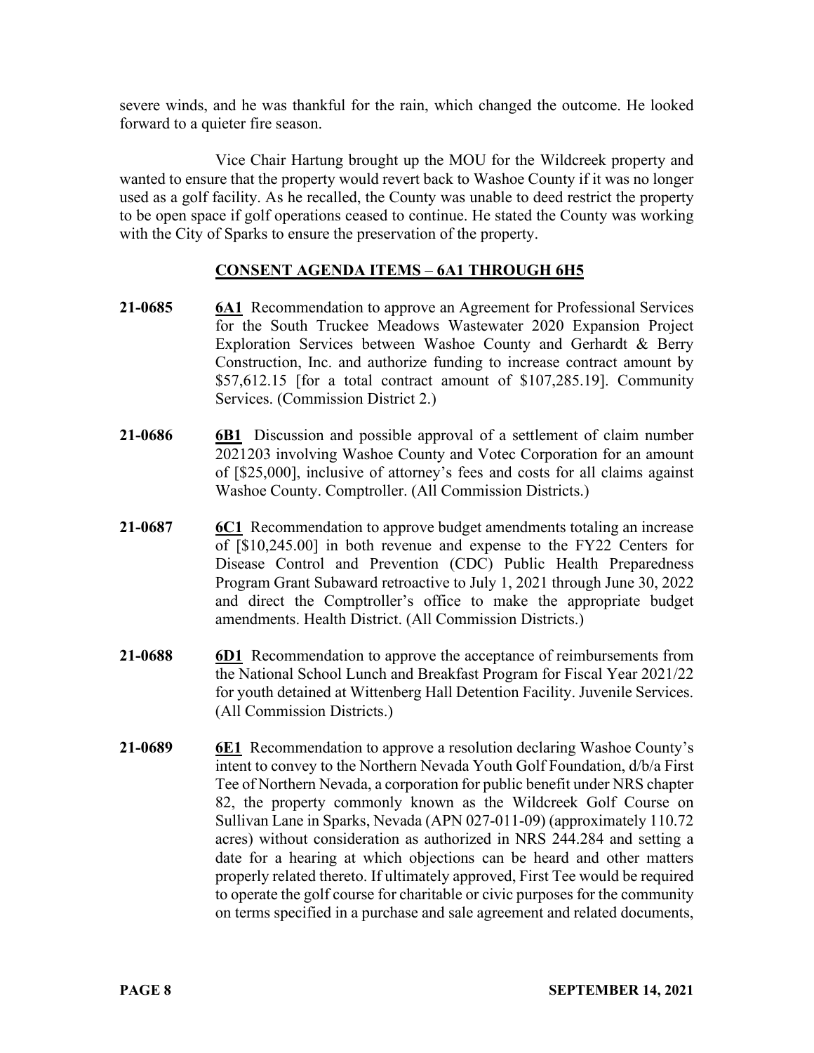severe winds, and he was thankful for the rain, which changed the outcome. He looked forward to a quieter fire season.

Vice Chair Hartung brought up the MOU for the Wildcreek property and wanted to ensure that the property would revert back to Washoe County if it was no longer used as a golf facility. As he recalled, the County was unable to deed restrict the property to be open space if golf operations ceased to continue. He stated the County was working with the City of Sparks to ensure the preservation of the property.

## CONSENT AGENDA ITEMS – 6A1 THROUGH 6H5

**21-0685** **6A1** Recommendation to approve an Agreement for Professional Services for the South Truckee Meadows Wastewater 2020 Expansion Project Exploration Services between Washoe County and Gerhardt & Berry Construction, Inc. and authorize funding to increase contract amount by $57,612.15 [for a total contract amount of $107,285.19]. Community Services. (Commission District 2.)

**21-0686** **6B1** Discussion and possible approval of a settlement of claim number 2021203 involving Washoe County and Votec Corporation for an amount of [$25,000], inclusive of attorney's fees and costs for all claims against Washoe County. Comptroller. (All Commission Districts.)

**21-0687** **6C1** Recommendation to approve budget amendments totaling an increase of [$10,245.00] in both revenue and expense to the FY22 Centers for Disease Control and Prevention (CDC) Public Health Preparedness Program Grant Subaward retroactive to July 1, 2021 through June 30, 2022 and direct the Comptroller's office to make the appropriate budget amendments. Health District. (All Commission Districts.)

**21-0688** **6D1** Recommendation to approve the acceptance of reimbursements from the National School Lunch and Breakfast Program for Fiscal Year 2021/22 for youth detained at Wittenberg Hall Detention Facility. Juvenile Services. (All Commission Districts.)

**21-0689** **6E1** Recommendation to approve a resolution declaring Washoe County's intent to convey to the Northern Nevada Youth Golf Foundation, d/b/a First Tee of Northern Nevada, a corporation for public benefit under NRS chapter 82, the property commonly known as the Wildcreek Golf Course on Sullivan Lane in Sparks, Nevada (APN 027-011-09) (approximately 110.72 acres) without consideration as authorized in NRS 244.284 and setting a date for a hearing at which objections can be heard and other matters properly related thereto. If ultimately approved, First Tee would be required to operate the golf course for charitable or civic purposes for the community on terms specified in a purchase and sale agreement and related documents,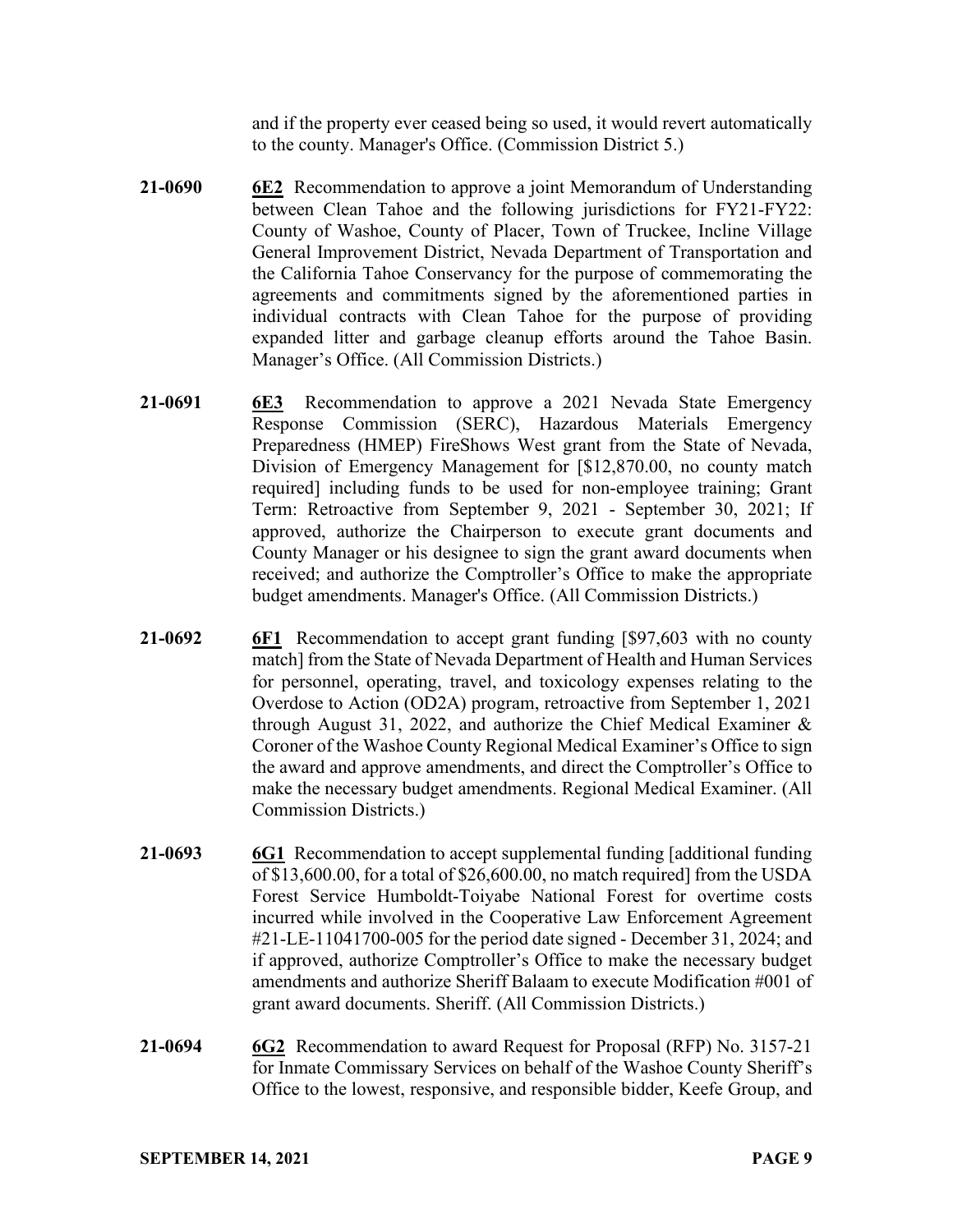and if the property ever ceased being so used, it would revert automatically to the county. Manager's Office. (Commission District 5.)

**21-0690** **6E2** Recommendation to approve a joint Memorandum of Understanding between Clean Tahoe and the following jurisdictions for FY21-FY22: County of Washoe, County of Placer, Town of Truckee, Incline Village General Improvement District, Nevada Department of Transportation and the California Tahoe Conservancy for the purpose of commemorating the agreements and commitments signed by the aforementioned parties in individual contracts with Clean Tahoe for the purpose of providing expanded litter and garbage cleanup efforts around the Tahoe Basin. Manager's Office. (All Commission Districts.)

**21-0691** **6E3** Recommendation to approve a 2021 Nevada State Emergency Response Commission (SERC), Hazardous Materials Emergency Preparedness (HMEP) FireShows West grant from the State of Nevada, Division of Emergency Management for [$12,870.00, no county match required] including funds to be used for non-employee training; Grant Term: Retroactive from September 9, 2021 - September 30, 2021; If approved, authorize the Chairperson to execute grant documents and County Manager or his designee to sign the grant award documents when received; and authorize the Comptroller's Office to make the appropriate budget amendments. Manager's Office. (All Commission Districts.)

**21-0692** **6F1** Recommendation to accept grant funding [$97,603 with no county match] from the State of Nevada Department of Health and Human Services for personnel, operating, travel, and toxicology expenses relating to the Overdose to Action (OD2A) program, retroactive from September 1, 2021 through August 31, 2022, and authorize the Chief Medical Examiner & Coroner of the Washoe County Regional Medical Examiner's Office to sign the award and approve amendments, and direct the Comptroller's Office to make the necessary budget amendments. Regional Medical Examiner. (All Commission Districts.)

**21-0693** **6G1** Recommendation to accept supplemental funding [additional funding of $13,600.00, for a total of $26,600.00, no match required] from the USDA Forest Service Humboldt-Toiyabe National Forest for overtime costs incurred while involved in the Cooperative Law Enforcement Agreement #21-LE-11041700-005 for the period date signed - December 31, 2024; and if approved, authorize Comptroller's Office to make the necessary budget amendments and authorize Sheriff Balaam to execute Modification #001 of grant award documents. Sheriff. (All Commission Districts.)

**21-0694** **6G2** Recommendation to award Request for Proposal (RFP) No. 3157-21 for Inmate Commissary Services on behalf of the Washoe County Sheriff's Office to the lowest, responsive, and responsible bidder, Keefe Group, and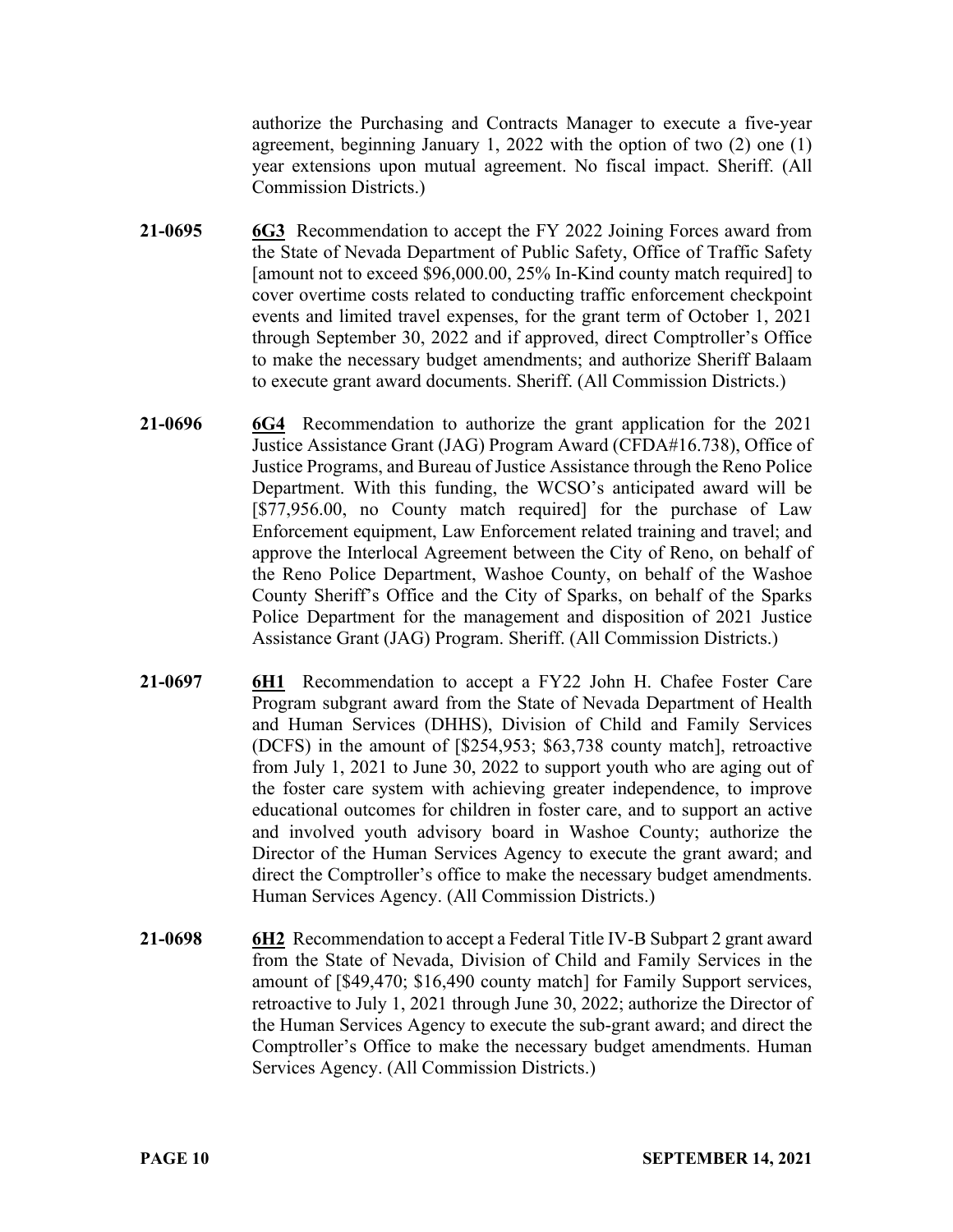authorize the Purchasing and Contracts Manager to execute a five-year agreement, beginning January 1, 2022 with the option of two (2) one (1) year extensions upon mutual agreement. No fiscal impact. Sheriff. (All Commission Districts.)

**21-0695** **6G3** Recommendation to accept the FY 2022 Joining Forces award from the State of Nevada Department of Public Safety, Office of Traffic Safety [amount not to exceed $96,000.00, 25% In-Kind county match required] to cover overtime costs related to conducting traffic enforcement checkpoint events and limited travel expenses, for the grant term of October 1, 2021 through September 30, 2022 and if approved, direct Comptroller's Office to make the necessary budget amendments; and authorize Sheriff Balaam to execute grant award documents. Sheriff. (All Commission Districts.)

**21-0696** **6G4** Recommendation to authorize the grant application for the 2021 Justice Assistance Grant (JAG) Program Award (CFDA#16.738), Office of Justice Programs, and Bureau of Justice Assistance through the Reno Police Department. With this funding, the WCSO's anticipated award will be [$77,956.00, no County match required] for the purchase of Law Enforcement equipment, Law Enforcement related training and travel; and approve the Interlocal Agreement between the City of Reno, on behalf of the Reno Police Department, Washoe County, on behalf of the Washoe County Sheriff's Office and the City of Sparks, on behalf of the Sparks Police Department for the management and disposition of 2021 Justice Assistance Grant (JAG) Program. Sheriff. (All Commission Districts.)

**21-0697** **6H1** Recommendation to accept a FY22 John H. Chafee Foster Care Program subgrant award from the State of Nevada Department of Health and Human Services (DHHS), Division of Child and Family Services (DCFS) in the amount of [$254,953; $63,738 county match], retroactive from July 1, 2021 to June 30, 2022 to support youth who are aging out of the foster care system with achieving greater independence, to improve educational outcomes for children in foster care, and to support an active and involved youth advisory board in Washoe County; authorize the Director of the Human Services Agency to execute the grant award; and direct the Comptroller's office to make the necessary budget amendments. Human Services Agency. (All Commission Districts.)

**21-0698** **6H2** Recommendation to accept a Federal Title IV-B Subpart 2 grant award from the State of Nevada, Division of Child and Family Services in the amount of [$49,470; $16,490 county match] for Family Support services, retroactive to July 1, 2021 through June 30, 2022; authorize the Director of the Human Services Agency to execute the sub-grant award; and direct the Comptroller's Office to make the necessary budget amendments. Human Services Agency. (All Commission Districts.)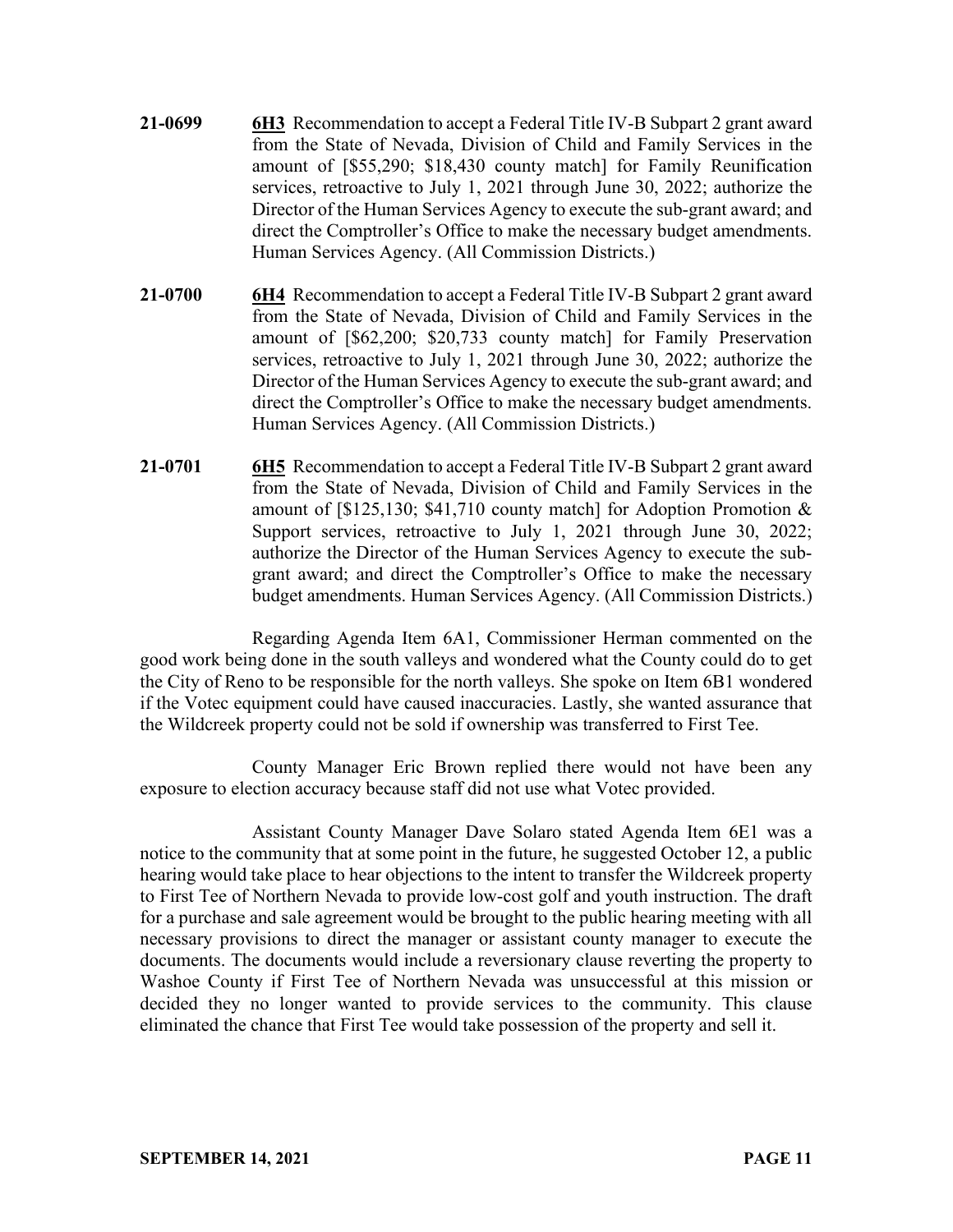**21-0699** **6H3** Recommendation to accept a Federal Title IV-B Subpart 2 grant award from the State of Nevada, Division of Child and Family Services in the amount of [$55,290; $18,430 county match] for Family Reunification services, retroactive to July 1, 2021 through June 30, 2022; authorize the Director of the Human Services Agency to execute the sub-grant award; and direct the Comptroller's Office to make the necessary budget amendments. Human Services Agency. (All Commission Districts.)

**21-0700** **6H4** Recommendation to accept a Federal Title IV-B Subpart 2 grant award from the State of Nevada, Division of Child and Family Services in the amount of [$62,200; $20,733 county match] for Family Preservation services, retroactive to July 1, 2021 through June 30, 2022; authorize the Director of the Human Services Agency to execute the sub-grant award; and direct the Comptroller's Office to make the necessary budget amendments. Human Services Agency. (All Commission Districts.)

**21-0701** **6H5** Recommendation to accept a Federal Title IV-B Subpart 2 grant award from the State of Nevada, Division of Child and Family Services in the amount of [$125,130; $41,710 county match] for Adoption Promotion & Support services, retroactive to July 1, 2021 through June 30, 2022; authorize the Director of the Human Services Agency to execute the sub-grant award; and direct the Comptroller's Office to make the necessary budget amendments. Human Services Agency. (All Commission Districts.)

Regarding Agenda Item 6A1, Commissioner Herman commented on the good work being done in the south valleys and wondered what the County could do to get the City of Reno to be responsible for the north valleys. She spoke on Item 6B1 wondered if the Votec equipment could have caused inaccuracies. Lastly, she wanted assurance that the Wildcreek property could not be sold if ownership was transferred to First Tee.

County Manager Eric Brown replied there would not have been any exposure to election accuracy because staff did not use what Votec provided.

Assistant County Manager Dave Solaro stated Agenda Item 6E1 was a notice to the community that at some point in the future, he suggested October 12, a public hearing would take place to hear objections to the intent to transfer the Wildcreek property to First Tee of Northern Nevada to provide low-cost golf and youth instruction. The draft for a purchase and sale agreement would be brought to the public hearing meeting with all necessary provisions to direct the manager or assistant county manager to execute the documents. The documents would include a reversionary clause reverting the property to Washoe County if First Tee of Northern Nevada was unsuccessful at this mission or decided they no longer wanted to provide services to the community. This clause eliminated the chance that First Tee would take possession of the property and sell it.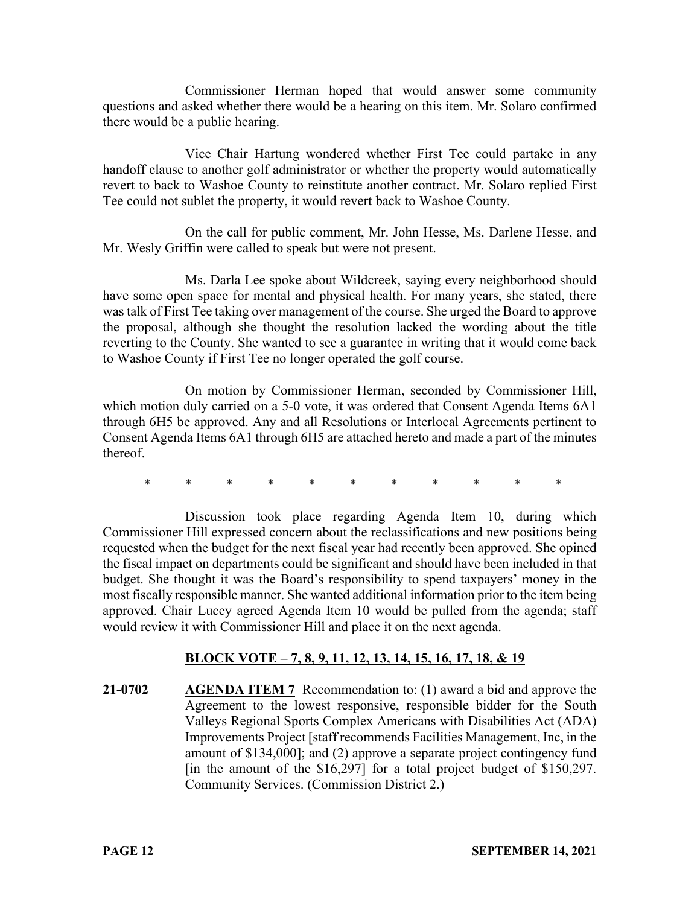Commissioner Herman hoped that would answer some community questions and asked whether there would be a hearing on this item. Mr. Solaro confirmed there would be a public hearing.

Vice Chair Hartung wondered whether First Tee could partake in any handoff clause to another golf administrator or whether the property would automatically revert to back to Washoe County to reinstitute another contract. Mr. Solaro replied First Tee could not sublet the property, it would revert back to Washoe County.

On the call for public comment, Mr. John Hesse, Ms. Darlene Hesse, and Mr. Wesly Griffin were called to speak but were not present.

Ms. Darla Lee spoke about Wildcreek, saying every neighborhood should have some open space for mental and physical health. For many years, she stated, there was talk of First Tee taking over management of the course. She urged the Board to approve the proposal, although she thought the resolution lacked the wording about the title reverting to the County. She wanted to see a guarantee in writing that it would come back to Washoe County if First Tee no longer operated the golf course.

On motion by Commissioner Herman, seconded by Commissioner Hill, which motion duly carried on a 5-0 vote, it was ordered that Consent Agenda Items 6A1 through 6H5 be approved. Any and all Resolutions or Interlocal Agreements pertinent to Consent Agenda Items 6A1 through 6H5 are attached hereto and made a part of the minutes thereof.

\* \* \* \* \* \* \* \* \* \* \*

Discussion took place regarding Agenda Item 10, during which Commissioner Hill expressed concern about the reclassifications and new positions being requested when the budget for the next fiscal year had recently been approved. She opined the fiscal impact on departments could be significant and should have been included in that budget. She thought it was the Board's responsibility to spend taxpayers' money in the most fiscally responsible manner. She wanted additional information prior to the item being approved. Chair Lucey agreed Agenda Item 10 would be pulled from the agenda; staff would review it with Commissioner Hill and place it on the next agenda.

**BLOCK VOTE – 7, 8, 9, 11, 12, 13, 14, 15, 16, 17, 18, & 19**

**21-0702** **AGENDA ITEM 7** Recommendation to: (1) award a bid and approve the Agreement to the lowest responsive, responsible bidder for the South Valleys Regional Sports Complex Americans with Disabilities Act (ADA) Improvements Project [staff recommends Facilities Management, Inc, in the amount of $134,000]; and (2) approve a separate project contingency fund [in the amount of the $16,297] for a total project budget of $150,297. Community Services. (Commission District 2.)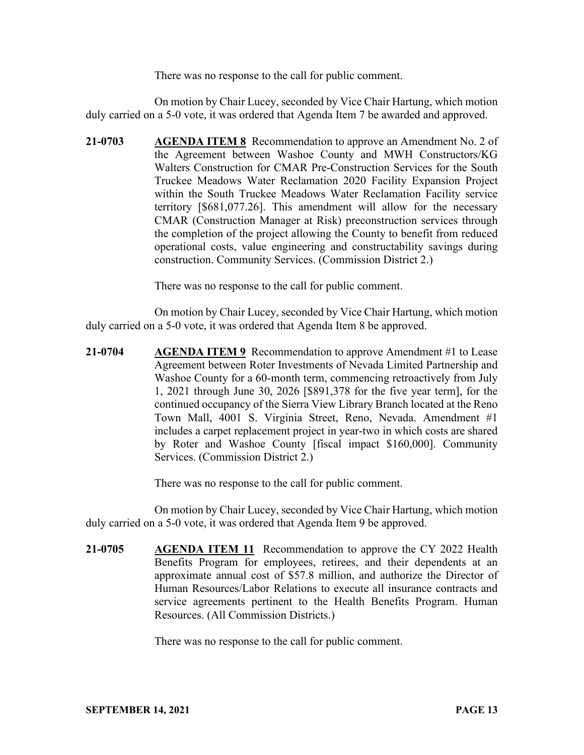There was no response to the call for public comment.

On motion by Chair Lucey, seconded by Vice Chair Hartung, which motion duly carried on a 5-0 vote, it was ordered that Agenda Item 7 be awarded and approved.

**21-0703** **AGENDA ITEM 8** Recommendation to approve an Amendment No. 2 of the Agreement between Washoe County and MWH Constructors/KG Walters Construction for CMAR Pre-Construction Services for the South Truckee Meadows Water Reclamation 2020 Facility Expansion Project within the South Truckee Meadows Water Reclamation Facility service territory [$681,077.26]. This amendment will allow for the necessary CMAR (Construction Manager at Risk) preconstruction services through the completion of the project allowing the County to benefit from reduced operational costs, value engineering and constructability savings during construction. Community Services. (Commission District 2.)

There was no response to the call for public comment.

On motion by Chair Lucey, seconded by Vice Chair Hartung, which motion duly carried on a 5-0 vote, it was ordered that Agenda Item 8 be approved.

**21-0704** **AGENDA ITEM 9** Recommendation to approve Amendment #1 to Lease Agreement between Roter Investments of Nevada Limited Partnership and Washoe County for a 60-month term, commencing retroactively from July 1, 2021 through June 30, 2026 [$891,378 for the five year term], for the continued occupancy of the Sierra View Library Branch located at the Reno Town Mall, 4001 S. Virginia Street, Reno, Nevada. Amendment #1 includes a carpet replacement project in year-two in which costs are shared by Roter and Washoe County [fiscal impact $160,000]. Community Services. (Commission District 2.)

There was no response to the call for public comment.

On motion by Chair Lucey, seconded by Vice Chair Hartung, which motion duly carried on a 5-0 vote, it was ordered that Agenda Item 9 be approved.

**21-0705** **AGENDA ITEM 11** Recommendation to approve the CY 2022 Health Benefits Program for employees, retirees, and their dependents at an approximate annual cost of $57.8 million, and authorize the Director of Human Resources/Labor Relations to execute all insurance contracts and service agreements pertinent to the Health Benefits Program. Human Resources. (All Commission Districts.)

There was no response to the call for public comment.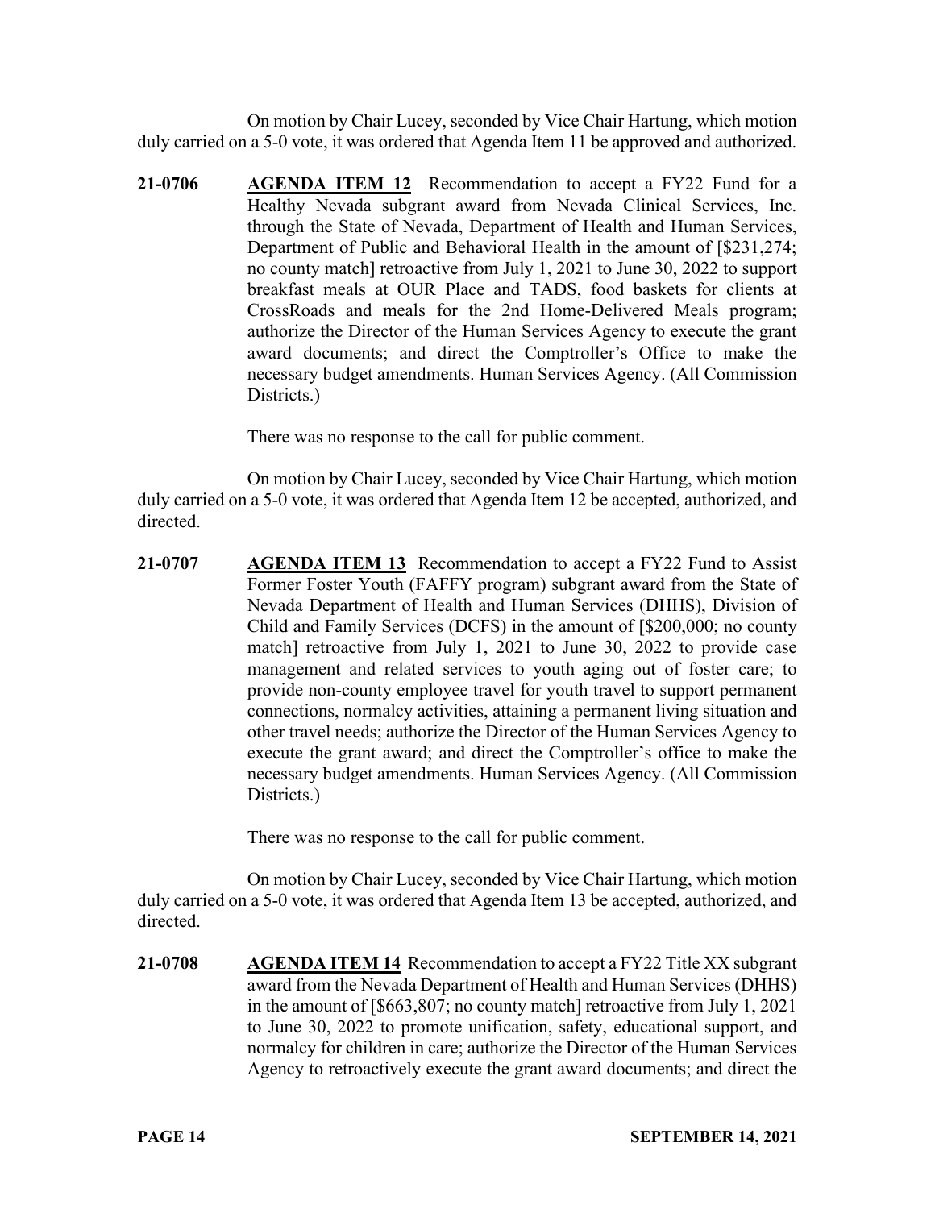On motion by Chair Lucey, seconded by Vice Chair Hartung, which motion duly carried on a 5-0 vote, it was ordered that Agenda Item 11 be approved and authorized.

**21-0706** **AGENDA ITEM 12** Recommendation to accept a FY22 Fund for a Healthy Nevada subgrant award from Nevada Clinical Services, Inc. through the State of Nevada, Department of Health and Human Services, Department of Public and Behavioral Health in the amount of [$231,274; no county match] retroactive from July 1, 2021 to June 30, 2022 to support breakfast meals at OUR Place and TADS, food baskets for clients at CrossRoads and meals for the 2nd Home-Delivered Meals program; authorize the Director of the Human Services Agency to execute the grant award documents; and direct the Comptroller's Office to make the necessary budget amendments. Human Services Agency. (All Commission Districts.)

There was no response to the call for public comment.

On motion by Chair Lucey, seconded by Vice Chair Hartung, which motion duly carried on a 5-0 vote, it was ordered that Agenda Item 12 be accepted, authorized, and directed.

**21-0707** **AGENDA ITEM 13** Recommendation to accept a FY22 Fund to Assist Former Foster Youth (FAFFY program) subgrant award from the State of Nevada Department of Health and Human Services (DHHS), Division of Child and Family Services (DCFS) in the amount of [$200,000; no county match] retroactive from July 1, 2021 to June 30, 2022 to provide case management and related services to youth aging out of foster care; to provide non-county employee travel for youth travel to support permanent connections, normalcy activities, attaining a permanent living situation and other travel needs; authorize the Director of the Human Services Agency to execute the grant award; and direct the Comptroller's office to make the necessary budget amendments. Human Services Agency. (All Commission Districts.)

There was no response to the call for public comment.

On motion by Chair Lucey, seconded by Vice Chair Hartung, which motion duly carried on a 5-0 vote, it was ordered that Agenda Item 13 be accepted, authorized, and directed.

**21-0708** **AGENDA ITEM 14** Recommendation to accept a FY22 Title XX subgrant award from the Nevada Department of Health and Human Services (DHHS) in the amount of [$663,807; no county match] retroactive from July 1, 2021 to June 30, 2022 to promote unification, safety, educational support, and normalcy for children in care; authorize the Director of the Human Services Agency to retroactively execute the grant award documents; and direct the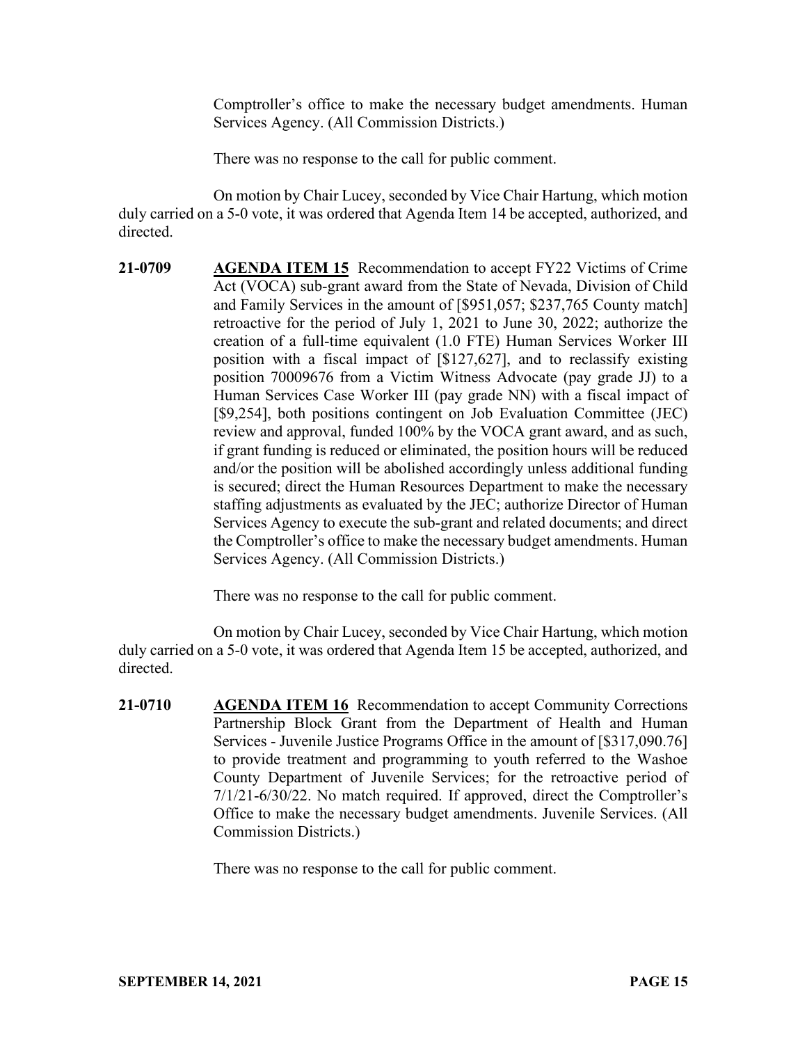Comptroller's office to make the necessary budget amendments. Human Services Agency. (All Commission Districts.)

There was no response to the call for public comment.

On motion by Chair Lucey, seconded by Vice Chair Hartung, which motion duly carried on a 5-0 vote, it was ordered that Agenda Item 14 be accepted, authorized, and directed.

**21-0709** **AGENDA ITEM 15** Recommendation to accept FY22 Victims of Crime Act (VOCA) sub-grant award from the State of Nevada, Division of Child and Family Services in the amount of [$951,057; $237,765 County match] retroactive for the period of July 1, 2021 to June 30, 2022; authorize the creation of a full-time equivalent (1.0 FTE) Human Services Worker III position with a fiscal impact of [$127,627], and to reclassify existing position 70009676 from a Victim Witness Advocate (pay grade JJ) to a Human Services Case Worker III (pay grade NN) with a fiscal impact of [$9,254], both positions contingent on Job Evaluation Committee (JEC) review and approval, funded 100% by the VOCA grant award, and as such, if grant funding is reduced or eliminated, the position hours will be reduced and/or the position will be abolished accordingly unless additional funding is secured; direct the Human Resources Department to make the necessary staffing adjustments as evaluated by the JEC; authorize Director of Human Services Agency to execute the sub-grant and related documents; and direct the Comptroller's office to make the necessary budget amendments. Human Services Agency. (All Commission Districts.)

There was no response to the call for public comment.

On motion by Chair Lucey, seconded by Vice Chair Hartung, which motion duly carried on a 5-0 vote, it was ordered that Agenda Item 15 be accepted, authorized, and directed.

**21-0710** **AGENDA ITEM 16** Recommendation to accept Community Corrections Partnership Block Grant from the Department of Health and Human Services - Juvenile Justice Programs Office in the amount of [$317,090.76] to provide treatment and programming to youth referred to the Washoe County Department of Juvenile Services; for the retroactive period of 7/1/21-6/30/22. No match required. If approved, direct the Comptroller's Office to make the necessary budget amendments. Juvenile Services. (All Commission Districts.)

There was no response to the call for public comment.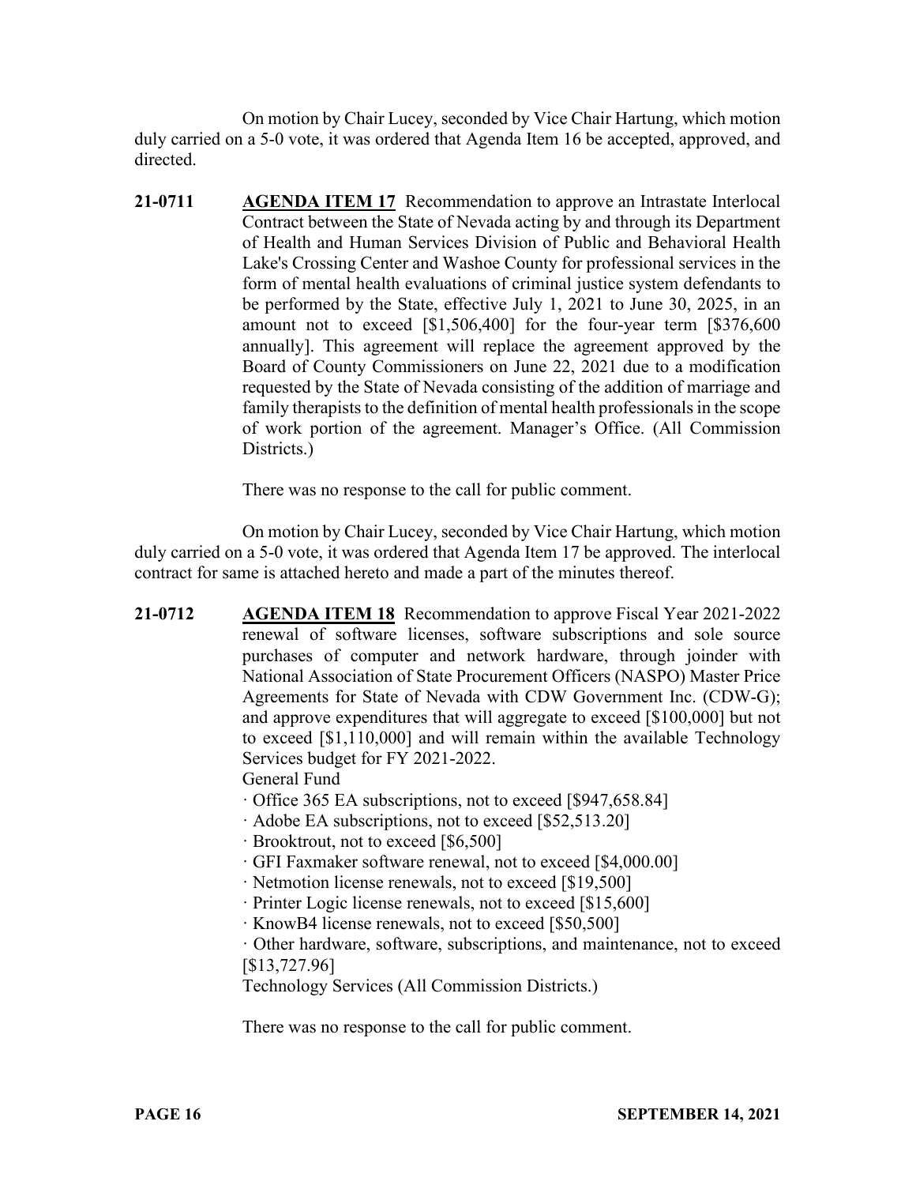On motion by Chair Lucey, seconded by Vice Chair Hartung, which motion duly carried on a 5-0 vote, it was ordered that Agenda Item 16 be accepted, approved, and directed.

**21-0711** **AGENDA ITEM 17** Recommendation to approve an Intrastate Interlocal Contract between the State of Nevada acting by and through its Department of Health and Human Services Division of Public and Behavioral Health Lake's Crossing Center and Washoe County for professional services in the form of mental health evaluations of criminal justice system defendants to be performed by the State, effective July 1, 2021 to June 30, 2025, in an amount not to exceed [$1,506,400] for the four-year term [$376,600 annually]. This agreement will replace the agreement approved by the Board of County Commissioners on June 22, 2021 due to a modification requested by the State of Nevada consisting of the addition of marriage and family therapists to the definition of mental health professionals in the scope of work portion of the agreement. Manager's Office. (All Commission Districts.)

There was no response to the call for public comment.

On motion by Chair Lucey, seconded by Vice Chair Hartung, which motion duly carried on a 5-0 vote, it was ordered that Agenda Item 17 be approved. The interlocal contract for same is attached hereto and made a part of the minutes thereof.

**21-0712** **AGENDA ITEM 18** Recommendation to approve Fiscal Year 2021-2022 renewal of software licenses, software subscriptions and sole source purchases of computer and network hardware, through joinder with National Association of State Procurement Officers (NASPO) Master Price Agreements for State of Nevada with CDW Government Inc. (CDW-G); and approve expenditures that will aggregate to exceed [$100,000] but not to exceed [$1,110,000] and will remain within the available Technology Services budget for FY 2021-2022.

General Fund

· Office 365 EA subscriptions, not to exceed [$947,658.84]
· Adobe EA subscriptions, not to exceed [$52,513.20]
· Brooktrout, not to exceed [$6,500]
· GFI Faxmaker software renewal, not to exceed [$4,000.00]
· Netmotion license renewals, not to exceed [$19,500]
· Printer Logic license renewals, not to exceed [$15,600]
· KnowB4 license renewals, not to exceed [$50,500]
· Other hardware, software, subscriptions, and maintenance, not to exceed [$13,727.96]

Technology Services (All Commission Districts.)

There was no response to the call for public comment.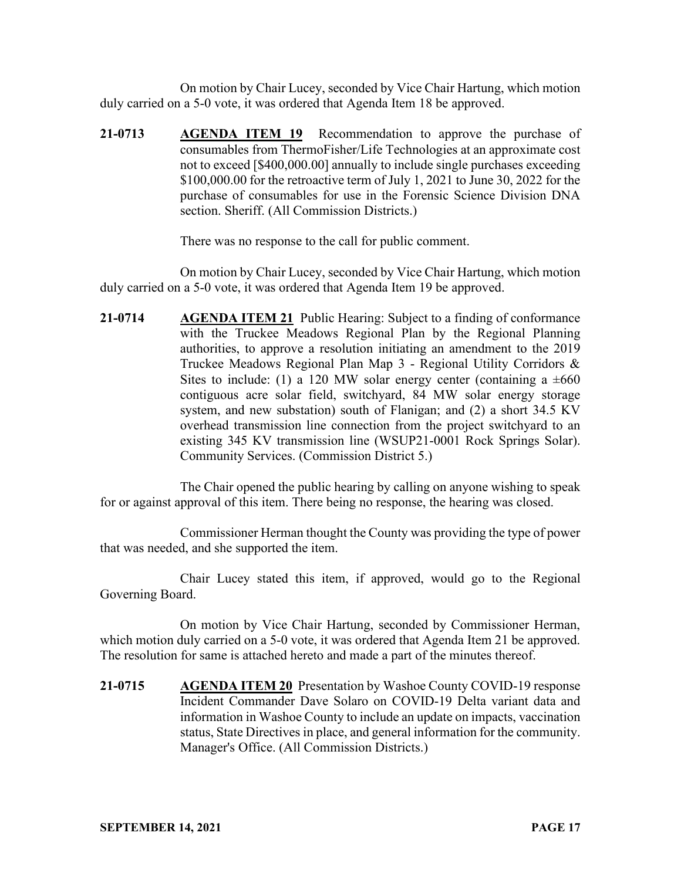On motion by Chair Lucey, seconded by Vice Chair Hartung, which motion duly carried on a 5-0 vote, it was ordered that Agenda Item 18 be approved.

**21-0713** **AGENDA ITEM 19** Recommendation to approve the purchase of consumables from ThermoFisher/Life Technologies at an approximate cost not to exceed [$400,000.00] annually to include single purchases exceeding $100,000.00 for the retroactive term of July 1, 2021 to June 30, 2022 for the purchase of consumables for use in the Forensic Science Division DNA section. Sheriff. (All Commission Districts.)

There was no response to the call for public comment.

On motion by Chair Lucey, seconded by Vice Chair Hartung, which motion duly carried on a 5-0 vote, it was ordered that Agenda Item 19 be approved.

**21-0714** **AGENDA ITEM 21** Public Hearing: Subject to a finding of conformance with the Truckee Meadows Regional Plan by the Regional Planning authorities, to approve a resolution initiating an amendment to the 2019 Truckee Meadows Regional Plan Map 3 - Regional Utility Corridors & Sites to include: (1) a 120 MW solar energy center (containing a ±660 contiguous acre solar field, switchyard, 84 MW solar energy storage system, and new substation) south of Flanigan; and (2) a short 34.5 KV overhead transmission line connection from the project switchyard to an existing 345 KV transmission line (WSUP21-0001 Rock Springs Solar). Community Services. (Commission District 5.)

The Chair opened the public hearing by calling on anyone wishing to speak for or against approval of this item. There being no response, the hearing was closed.

Commissioner Herman thought the County was providing the type of power that was needed, and she supported the item.

Chair Lucey stated this item, if approved, would go to the Regional Governing Board.

On motion by Vice Chair Hartung, seconded by Commissioner Herman, which motion duly carried on a 5-0 vote, it was ordered that Agenda Item 21 be approved. The resolution for same is attached hereto and made a part of the minutes thereof.

**21-0715** **AGENDA ITEM 20** Presentation by Washoe County COVID-19 response Incident Commander Dave Solaro on COVID-19 Delta variant data and information in Washoe County to include an update on impacts, vaccination status, State Directives in place, and general information for the community. Manager's Office. (All Commission Districts.)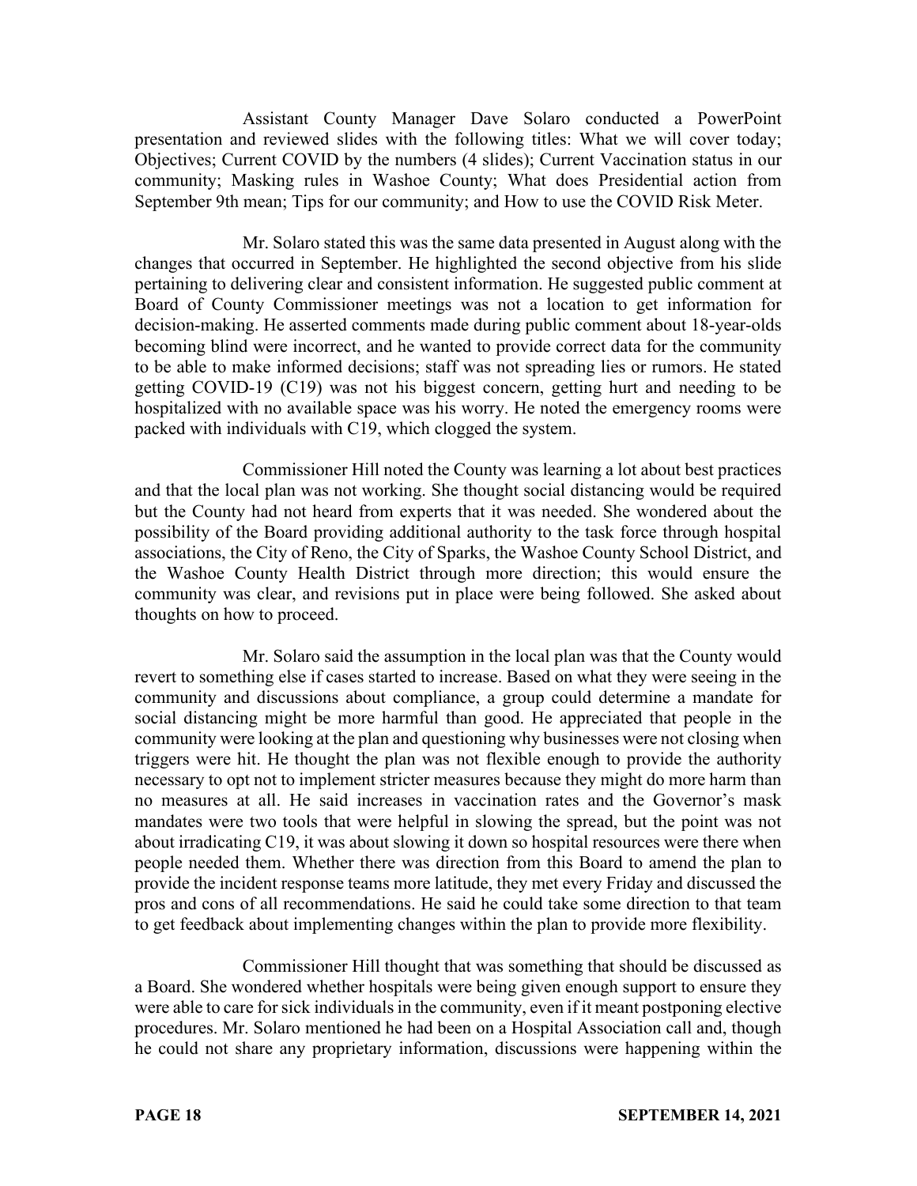Assistant County Manager Dave Solaro conducted a PowerPoint presentation and reviewed slides with the following titles: What we will cover today; Objectives; Current COVID by the numbers (4 slides); Current Vaccination status in our community; Masking rules in Washoe County; What does Presidential action from September 9th mean; Tips for our community; and How to use the COVID Risk Meter.

Mr. Solaro stated this was the same data presented in August along with the changes that occurred in September. He highlighted the second objective from his slide pertaining to delivering clear and consistent information. He suggested public comment at Board of County Commissioner meetings was not a location to get information for decision-making. He asserted comments made during public comment about 18-year-olds becoming blind were incorrect, and he wanted to provide correct data for the community to be able to make informed decisions; staff was not spreading lies or rumors. He stated getting COVID-19 (C19) was not his biggest concern, getting hurt and needing to be hospitalized with no available space was his worry. He noted the emergency rooms were packed with individuals with C19, which clogged the system.

Commissioner Hill noted the County was learning a lot about best practices and that the local plan was not working. She thought social distancing would be required but the County had not heard from experts that it was needed. She wondered about the possibility of the Board providing additional authority to the task force through hospital associations, the City of Reno, the City of Sparks, the Washoe County School District, and the Washoe County Health District through more direction; this would ensure the community was clear, and revisions put in place were being followed. She asked about thoughts on how to proceed.

Mr. Solaro said the assumption in the local plan was that the County would revert to something else if cases started to increase. Based on what they were seeing in the community and discussions about compliance, a group could determine a mandate for social distancing might be more harmful than good. He appreciated that people in the community were looking at the plan and questioning why businesses were not closing when triggers were hit. He thought the plan was not flexible enough to provide the authority necessary to opt not to implement stricter measures because they might do more harm than no measures at all. He said increases in vaccination rates and the Governor's mask mandates were two tools that were helpful in slowing the spread, but the point was not about irradicating C19, it was about slowing it down so hospital resources were there when people needed them. Whether there was direction from this Board to amend the plan to provide the incident response teams more latitude, they met every Friday and discussed the pros and cons of all recommendations. He said he could take some direction to that team to get feedback about implementing changes within the plan to provide more flexibility.

Commissioner Hill thought that was something that should be discussed as a Board. She wondered whether hospitals were being given enough support to ensure they were able to care for sick individuals in the community, even if it meant postponing elective procedures. Mr. Solaro mentioned he had been on a Hospital Association call and, though he could not share any proprietary information, discussions were happening within the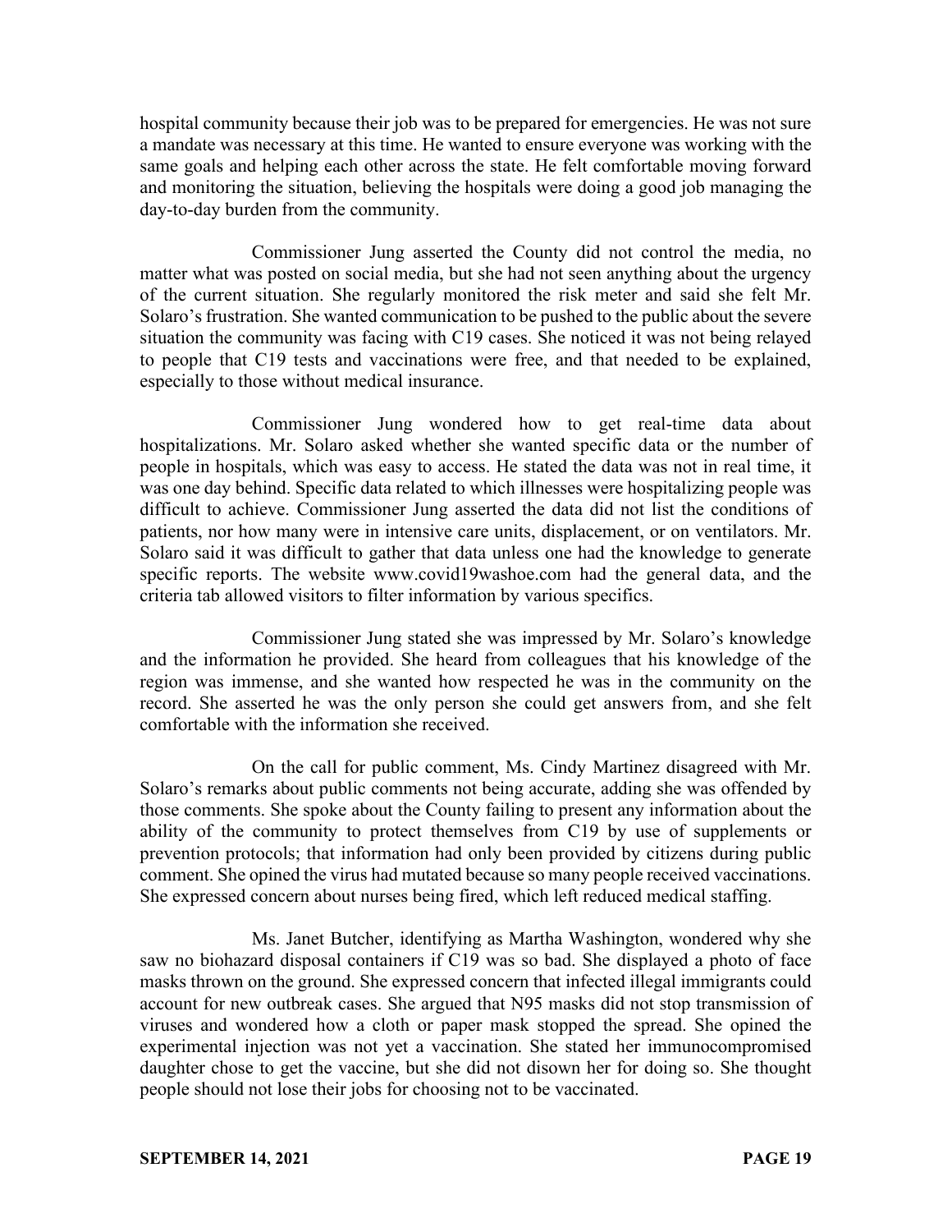hospital community because their job was to be prepared for emergencies. He was not sure a mandate was necessary at this time. He wanted to ensure everyone was working with the same goals and helping each other across the state. He felt comfortable moving forward and monitoring the situation, believing the hospitals were doing a good job managing the day-to-day burden from the community.

Commissioner Jung asserted the County did not control the media, no matter what was posted on social media, but she had not seen anything about the urgency of the current situation. She regularly monitored the risk meter and said she felt Mr. Solaro's frustration. She wanted communication to be pushed to the public about the severe situation the community was facing with C19 cases. She noticed it was not being relayed to people that C19 tests and vaccinations were free, and that needed to be explained, especially to those without medical insurance.

Commissioner Jung wondered how to get real-time data about hospitalizations. Mr. Solaro asked whether she wanted specific data or the number of people in hospitals, which was easy to access. He stated the data was not in real time, it was one day behind. Specific data related to which illnesses were hospitalizing people was difficult to achieve. Commissioner Jung asserted the data did not list the conditions of patients, nor how many were in intensive care units, displacement, or on ventilators. Mr. Solaro said it was difficult to gather that data unless one had the knowledge to generate specific reports. The website www.covid19washoe.com had the general data, and the criteria tab allowed visitors to filter information by various specifics.

Commissioner Jung stated she was impressed by Mr. Solaro's knowledge and the information he provided. She heard from colleagues that his knowledge of the region was immense, and she wanted how respected he was in the community on the record. She asserted he was the only person she could get answers from, and she felt comfortable with the information she received.

On the call for public comment, Ms. Cindy Martinez disagreed with Mr. Solaro's remarks about public comments not being accurate, adding she was offended by those comments. She spoke about the County failing to present any information about the ability of the community to protect themselves from C19 by use of supplements or prevention protocols; that information had only been provided by citizens during public comment. She opined the virus had mutated because so many people received vaccinations. She expressed concern about nurses being fired, which left reduced medical staffing.

Ms. Janet Butcher, identifying as Martha Washington, wondered why she saw no biohazard disposal containers if C19 was so bad. She displayed a photo of face masks thrown on the ground. She expressed concern that infected illegal immigrants could account for new outbreak cases. She argued that N95 masks did not stop transmission of viruses and wondered how a cloth or paper mask stopped the spread. She opined the experimental injection was not yet a vaccination. She stated her immunocompromised daughter chose to get the vaccine, but she did not disown her for doing so. She thought people should not lose their jobs for choosing not to be vaccinated.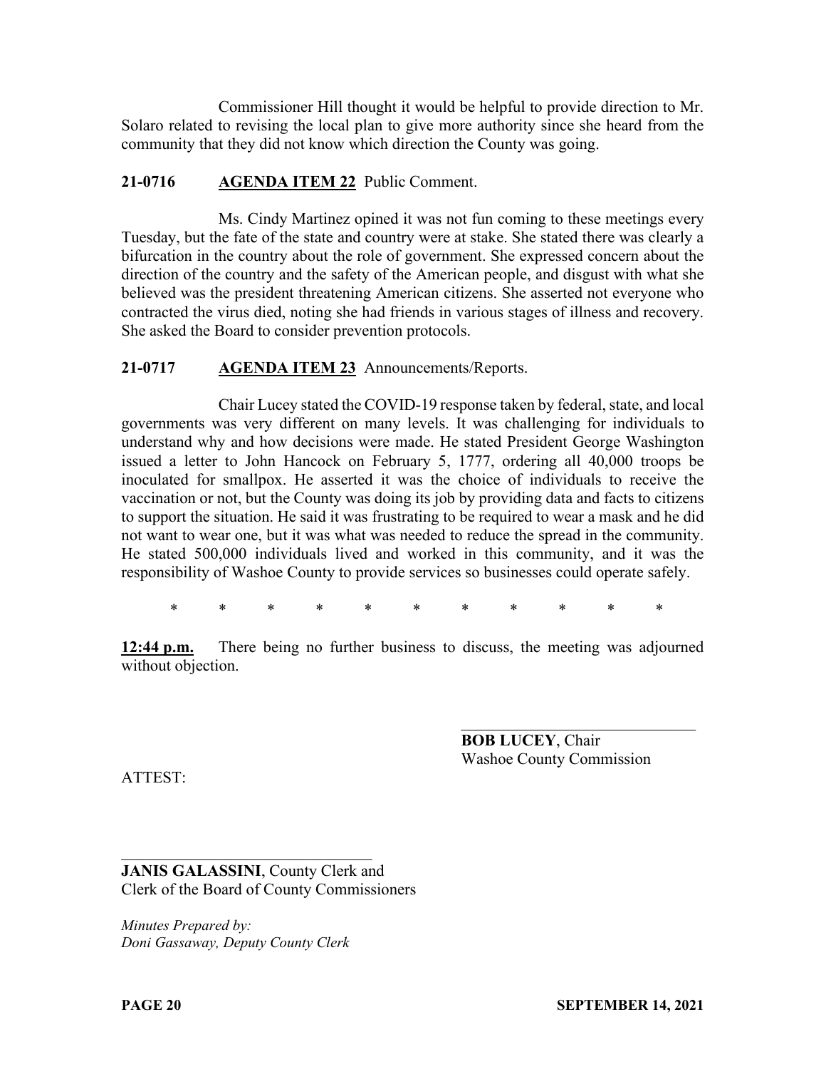Commissioner Hill thought it would be helpful to provide direction to Mr. Solaro related to revising the local plan to give more authority since she heard from the community that they did not know which direction the County was going.

**21-0716 AGENDA ITEM 22** Public Comment.

Ms. Cindy Martinez opined it was not fun coming to these meetings every Tuesday, but the fate of the state and country were at stake. She stated there was clearly a bifurcation in the country about the role of government. She expressed concern about the direction of the country and the safety of the American people, and disgust with what she believed was the president threatening American citizens. She asserted not everyone who contracted the virus died, noting she had friends in various stages of illness and recovery. She asked the Board to consider prevention protocols.

**21-0717 AGENDA ITEM 23** Announcements/Reports.

Chair Lucey stated the COVID-19 response taken by federal, state, and local governments was very different on many levels. It was challenging for individuals to understand why and how decisions were made. He stated President George Washington issued a letter to John Hancock on February 5, 1777, ordering all 40,000 troops be inoculated for smallpox. He asserted it was the choice of individuals to receive the vaccination or not, but the County was doing its job by providing data and facts to citizens to support the situation. He said it was frustrating to be required to wear a mask and he did not want to wear one, but it was what was needed to reduce the spread in the community. He stated 500,000 individuals lived and worked in this community, and it was the responsibility of Washoe County to provide services so businesses could operate safely.

\* \* \* \* \* \* \* \* \* \* \*

**12:44 p.m.** There being no further business to discuss, the meeting was adjourned without objection.

\_\_\_\_\_\_\_\_\_\_\_\_\_\_\_\_\_\_\_\_\_\_\_\_\_\_\_\_\_\_
**BOB LUCEY**, Chair
Washoe County Commission

ATTEST:

\_\_\_\_\_\_\_\_\_\_\_\_\_\_\_\_\_\_\_\_\_\_\_\_\_\_\_\_\_\_
**JANIS GALASSINI**, County Clerk and
Clerk of the Board of County Commissioners

*Minutes Prepared by:*
*Doni Gassaway, Deputy County Clerk*